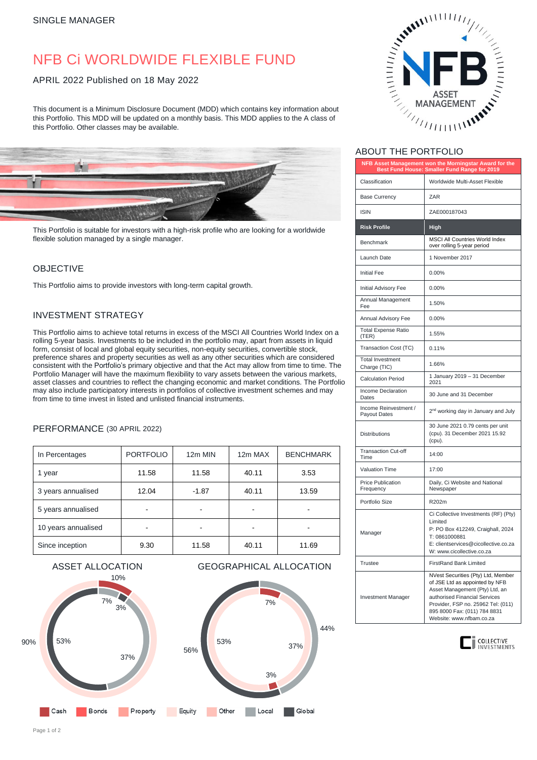SINGLE MANAGER

# NFB Ci WORLDWIDE FLEXIBLE FUND

APRIL 2022 Published on 18 May 2022

This document is a Minimum Disclosure Document (MDD) which contains key information about this Portfolio. This MDD will be updated on a monthly basis. This MDD applies to the A class of this Portfolio. Other classes may be available.

This Portfolio is suitable for investors with a high-risk profile who are looking for a worldwide flexible solution managed by a single manager.

## OBJECTIVE

This Portfolio aims to provide investors with long-term capital growth.

## INVESTMENT STRATEGY

This Portfolio aims to achieve total returns in excess of the MSCI All Countries World Index on a rolling 5-year basis. Investments to be included in the portfolio may, apart from assets in liquid form, consist of local and global equity securities, non-equity securities, convertible stock, preference shares and property securities as well as any other securities which are considered consistent with the Portfolio's primary objective and that the Act may allow from time to time. The Portfolio Manager will have the maximum flexibility to vary assets between the various markets, asset classes and countries to reflect the changing economic and market conditions. The Portfolio may also include participatory interests in portfolios of collective investment schemes and may from time to time invest in listed and unlisted financial instruments.

## PERFORMANCE (30 APRIL 2022)

| In Percentages | PORTFOLIO | 12m MIN | 12m MAX | BENCHMARK |
|---|---|---|---|---|
| 1 year | 11.58 | 11.58 | 40.11 | 3.53 |
| 3 years annualised | 12.04 | -1.87 | 40.11 | 13.59 |
| 5 years annualised | - | - | - | - |
| 10 years annualised | - | - | - | - |
| Since inception | 9.30 | 11.58 | 40.11 | 11.69 |

## ASSET ALLOCATION

10%, 7%, 3%, 53%, 37%, 90%

## GEOGRAPHICAL ALLOCATION

7%, 44%, 53%, 37%, 56%, 3%

Cash | Bonds | Property | Equity | Other | Local | Global

## ABOUT THE PORTFOLIO

**NFB Asset Management won the Morningstar Award for the Best Fund House: Smaller Fund Range for 2019**

| | |
|---|---|
| Classification | Worldwide Multi-Asset Flexible |
| Base Currency | ZAR |
| ISIN | ZAE000187043 |
| **Risk Profile** | **High** |
| Benchmark | MSCI All Countries World Index over rolling 5-year period |
| Launch Date | 1 November 2017 |
| Initial Fee | 0.00% |
| Initial Advisory Fee | 0.00% |
| Annual Management Fee | 1.50% |
| Annual Advisory Fee | 0.00% |
| Total Expense Ratio (TER) | 1.55% |
| Transaction Cost (TC) | 0.11% |
| Total Investment Charge (TIC) | 1.66% |
| Calculation Period | 1 January 2019 – 31 December 2021 |
| Income Declaration Dates | 30 June and 31 December |
| Income Reinvestment / Payout Dates | 2nd working day in January and July |
| Distributions | 30 June 2021 0.79 cents per unit (cpu). 31 December 2021 15.92 (cpu). |
| Transaction Cut-off Time | 14:00 |
| Valuation Time | 17:00 |
| Price Publication Frequency | Daily, Ci Website and National Newspaper |
| Portfolio Size | R202m |
| Manager | Ci Collective Investments (RF) (Pty) Limited<br>P: PO Box 412249, Craighall, 2024<br>T: 0861000881<br>E: clientservices@cicollective.co.za<br>W: www.cicollective.co.za |
| Trustee | FirstRand Bank Limited |
| Investment Manager | NVest Securities (Pty) Ltd, Member of JSE Ltd as appointed by NFB Asset Management (Pty) Ltd, an authorised Financial Services Provider, FSP no. 25962 Tel: (011) 895 8000 Fax: (011) 784 8831 Website: www.nfbam.co.za |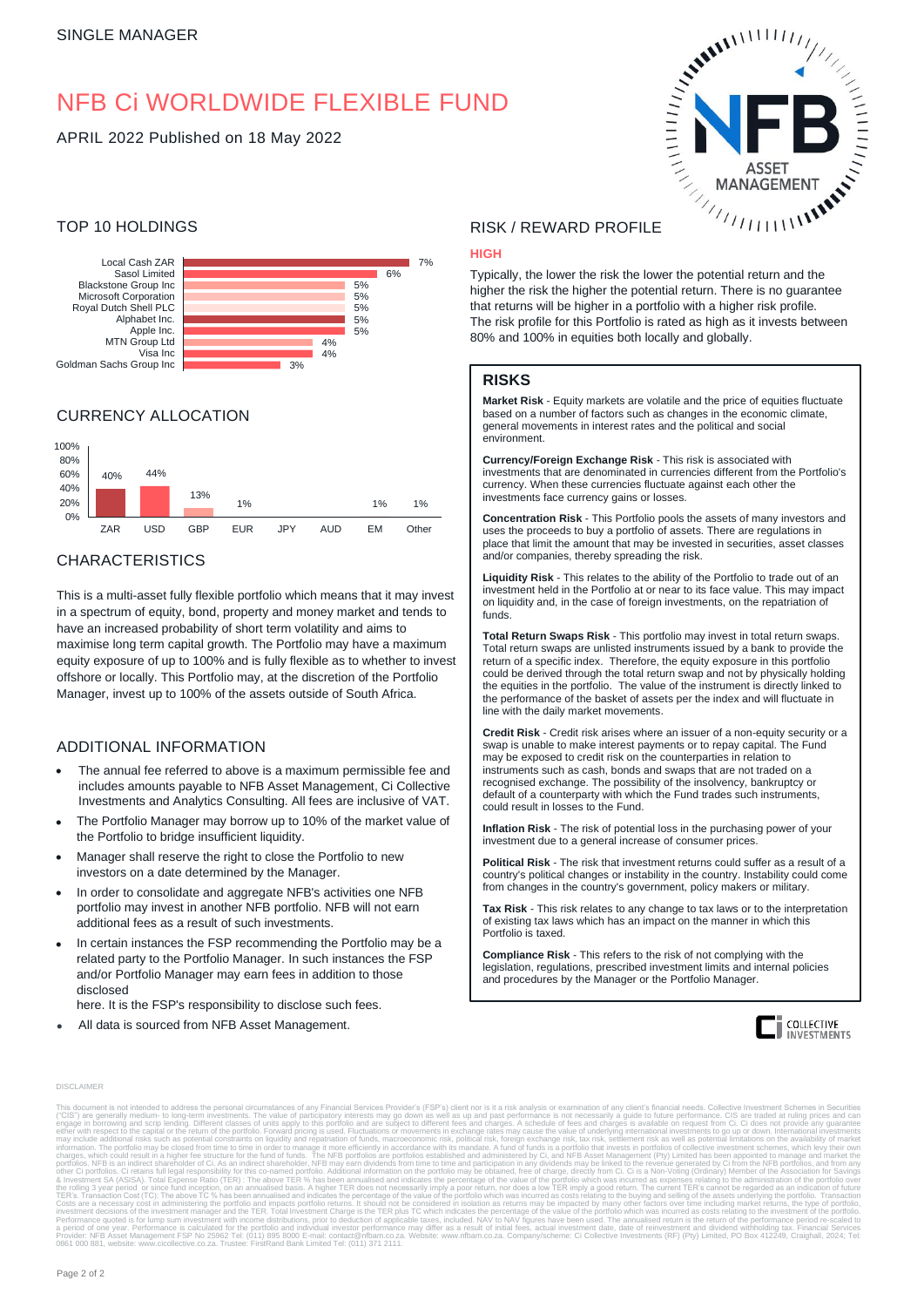SINGLE MANAGER

# NFB Ci WORLDWIDE FLEXIBLE FUND

APRIL 2022 Published on 18 May 2022

## TOP 10 HOLDINGS

Local Cash ZAR 7%
Sasol Limited 6%
Blackstone Group Inc 5%
Microsoft Corporation 5%
Royal Dutch Shell PLC 5%
Alphabet Inc. 5%
Apple Inc. 5%
MTN Group Ltd 4%
Visa Inc 4%
Goldman Sachs Group Inc 3%

## CURRENCY ALLOCATION

100%
80%
60%
40%
20%
0%

ZAR 40%
USD 44%
GBP 13%
EUR 1%
JPY
AUD
EM 1%
Other 1%

## CHARACTERISTICS

This is a multi-asset fully flexible portfolio which means that it may invest in a spectrum of equity, bond, property and money market and tends to have an increased probability of short term volatility and aims to maximise long term capital growth. The Portfolio may have a maximum equity exposure of up to 100% and is fully flexible as to whether to invest offshore or locally. This Portfolio may, at the discretion of the Portfolio Manager, invest up to 100% of the assets outside of South Africa.

## ADDITIONAL INFORMATION

- The annual fee referred to above is a maximum permissible fee and includes amounts payable to NFB Asset Management, Ci Collective Investments and Analytics Consulting. All fees are inclusive of VAT.
- The Portfolio Manager may borrow up to 10% of the market value of the Portfolio to bridge insufficient liquidity.
- Manager shall reserve the right to close the Portfolio to new investors on a date determined by the Manager.
- In order to consolidate and aggregate NFB's activities one NFB portfolio may invest in another NFB portfolio. NFB will not earn additional fees as a result of such investments.
- In certain instances the FSP recommending the Portfolio may be a related party to the Portfolio Manager. In such instances the FSP and/or Portfolio Manager may earn fees in addition to those disclosed here. It is the FSP's responsibility to disclose such fees.
- All data is sourced from NFB Asset Management.

## RISK / REWARD PROFILE

**HIGH**

Typically, the lower the risk the lower the potential return and the higher the risk the higher the potential return. There is no guarantee that returns will be higher in a portfolio with a higher risk profile. The risk profile for this Portfolio is rated as high as it invests between 80% and 100% in equities both locally and globally.

## RISKS

**Market Risk** - Equity markets are volatile and the price of equities fluctuate based on a number of factors such as changes in the economic climate, general movements in interest rates and the political and social environment.

**Currency/Foreign Exchange Risk** - This risk is associated with investments that are denominated in currencies different from the Portfolio's currency. When these currencies fluctuate against each other the investments face currency gains or losses.

**Concentration Risk** - This Portfolio pools the assets of many investors and uses the proceeds to buy a portfolio of assets. There are regulations in place that limit the amount that may be invested in securities, asset classes and/or companies, thereby spreading the risk.

**Liquidity Risk** - This relates to the ability of the Portfolio to trade out of an investment held in the Portfolio at or near to its face value. This may impact on liquidity and, in the case of foreign investments, on the repatriation of funds.

**Total Return Swaps Risk** - This portfolio may invest in total return swaps. Total return swaps are unlisted instruments issued by a bank to provide the return of a specific index. Therefore, the equity exposure in this portfolio could be derived through the total return swap and not by physically holding the equities in the portfolio. The value of the instrument is directly linked to the performance of the basket of assets per the index and will fluctuate in line with the daily market movements.

**Credit Risk** - Credit risk arises where an issuer of a non-equity security or a swap is unable to make interest payments or to repay capital. The Fund may be exposed to credit risk on the counterparties in relation to instruments such as cash, bonds and swaps that are not traded on a recognised exchange. The possibility of the insolvency, bankruptcy or default of a counterparty with which the Fund trades such instruments, could result in losses to the Fund.

**Inflation Risk** - The risk of potential loss in the purchasing power of your investment due to a general increase of consumer prices.

**Political Risk** - The risk that investment returns could suffer as a result of a country's political changes or instability in the country. Instability could come from changes in the country's government, policy makers or military.

**Tax Risk** - This risk relates to any change to tax laws or to the interpretation of existing tax laws which has an impact on the manner in which this Portfolio is taxed.

**Compliance Risk** - This refers to the risk of not complying with the legislation, regulations, prescribed investment limits and internal policies and procedures by the Manager or the Portfolio Manager.

DISCLAIMER

This document is not intended to address the personal circumstances of any Financial Services Provider's (FSP's) client nor is it a risk analysis or examination of any client's financial needs. Collective Investment Schemes in Securities ("CIS") are generally medium- to long-term investments. The value of participatory interests may go down as well as up and past performance is not necessarily a guide to future performance. CIS are traded at ruling prices and can engage in borrowing and scrip lending. Different classes of units apply to this portfolio and are subject to different fees and charges. A schedule of fees and charges is available on request from Ci. Ci does not provide any guarantee either with respect to the capital or the return of the portfolio. Forward pricing is used. Fluctuations or movements in exchange rates may cause the value of underlying international investments to go up or down. International investments may include additional risks such as potential constraints on liquidity and repatriation of funds, macroeconomic risk, political risk, foreign exchange risk, tax risk, settlement risk as well as potential limitations on the availability of market information. The portfolio may be closed from time to time in order to manage it more efficiently in accordance with its mandate. A fund of funds is a portfolio that invests in portfolios of collective investment schemes, which levy their own charges, which could result in a higher fee structure for the fund of funds. The NFB portfolios are portfolios established and administered by Ci, and NFB Asset Management (Pty) Limited has been appointed to manage and market the portfolios. NFB is an indirect shareholder of Ci. As an indirect shareholder, NFB may earn dividends from time to time and participation in any dividends may be linked to the revenue generated by Ci from the NFB portfolios, and from any other Ci portfolios. Ci retains full legal responsibility for this co-named portfolio. Additional information on the portfolio may be obtained, free of charge, directly from Ci. Ci is a Non-Voting (Ordinary) Member of the Association for Savings & Investment SA (ASISA). Total Expense Ratio (TER) : The above TER % has been annualised and indicates the percentage of the value of the portfolio which was incurred as expenses relating to the administration of the portfolio over the rolling 3 year period or since fund inception, on an annualised basis. A higher TER does not necessarily imply a poor return, nor does a low TER imply a good return. The current TER's cannot be regarded as an indication of future TER's. Transaction Cost (TC): The above TC % has been annualised and indicates the percentage of the value of the portfolio which was incurred as costs relating to the buying and selling of the assets underlying the portfolio. Transaction Costs are a necessary cost in administering the portfolio and impacts portfolio returns. It should not be considered in isolation as returns may be impacted by many other factors over time including market returns, the type of portfolio, investment decisions of the investment manager and the TER. Total Investment Charge is the TER plus TC which indicates the percentage of the value of the portfolio which was incurred as costs relating to the investment of the portfolio. Performance quoted is for lump sum investment with income distributions, prior to deduction of applicable taxes, included. NAV to NAV figures have been used. The annualised return is the return of the performance period re-scaled to a period of one year. Performance is calculated for the portfolio and individual investor performance may differ as a result of initial fees, actual investment date, date of reinvestment and dividend withholding tax. Financial Services Provider: NFB Asset Management FSP No 25962 Tel: (011) 895 8000 E-mail: contact@nfbam.co.za. Website: www.nfbam.co.za. Company/scheme: Ci Collective Investments (RF) (Pty) Limited, PO Box 412249, Craighall, 2024; Tel: 0861 000 881, website: www.cicollective.co.za. Trustee: FirstRand Bank Limited Tel: (011) 371 2111.